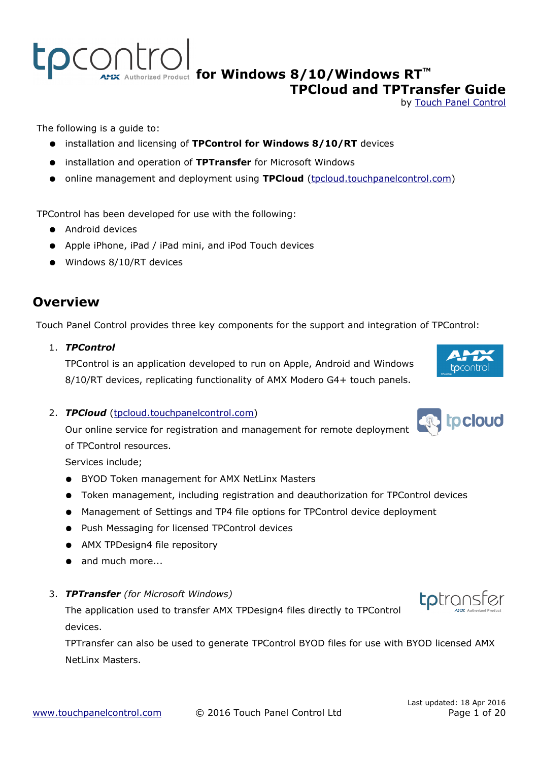# tpcontrol for Windows 8/10/Windows RT™ TPCloud and TPTransfer Guide

by Touch Panel Control

The following is a guide to:

- installation and licensing of **TPControl for Windows 8/10/RT** devices
- installation and operation of **TPTransfer** for Microsoft Windows
- online management and deployment using **TPCloud** (tpcloud.touchpanelcontrol.com)

TPControl has been developed for use with the following:

- Android devices
- Apple iPhone, iPad / iPad mini, and iPod Touch devices
- Windows 8/10/RT devices

## Overview

Touch Panel Control provides three key components for the support and integration of TPControl:

1. ***TPControl***
   TPControl is an application developed to run on Apple, Android and Windows 8/10/RT devices, replicating functionality of AMX Modero G4+ touch panels.

2. ***TPCloud*** (tpcloud.touchpanelcontrol.com)
   Our online service for registration and management for remote deployment of TPControl resources.
   Services include;
   - BYOD Token management for AMX NetLinx Masters
   - Token management, including registration and deauthorization for TPControl devices
   - Management of Settings and TP4 file options for TPControl device deployment
   - Push Messaging for licensed TPControl devices
   - AMX TPDesign4 file repository
   - and much more...

3. ***TPTransfer*** *(for Microsoft Windows)*
   The application used to transfer AMX TPDesign4 files directly to TPControl devices.
   TPTransfer can also be used to generate TPControl BYOD files for use with BYOD licensed AMX NetLinx Masters.

Last updated: 18 Apr 2016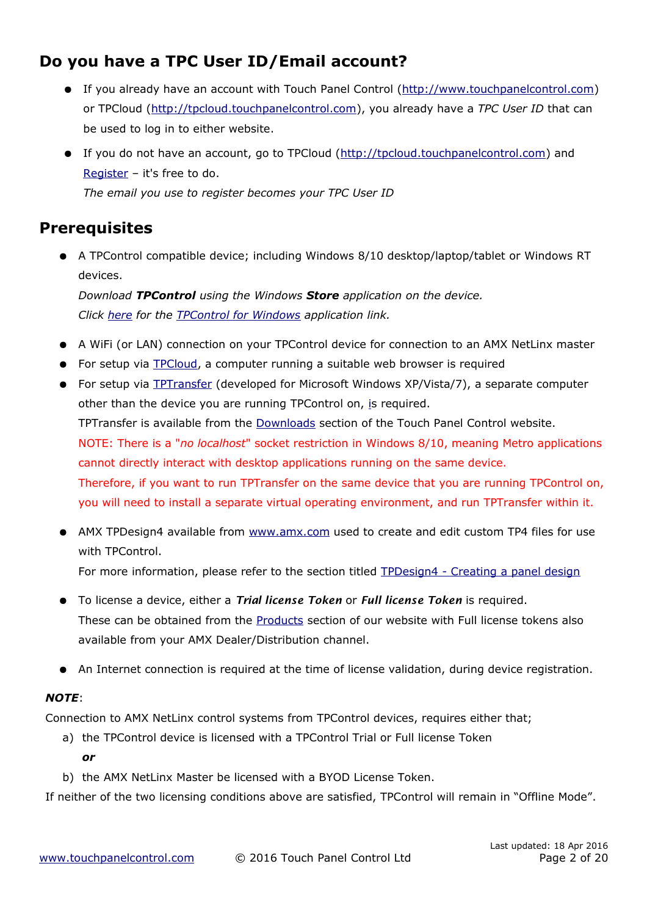## Do you have a TPC User ID/Email account?

- If you already have an account with Touch Panel Control (http://www.touchpanelcontrol.com) or TPCloud (http://tpcloud.touchpanelcontrol.com), you already have a *TPC User ID* that can be used to log in to either website.
- If you do not have an account, go to TPCloud (http://tpcloud.touchpanelcontrol.com) and Register – it's free to do.
  *The email you use to register becomes your TPC User ID*

## Prerequisites

- A TPControl compatible device; including Windows 8/10 desktop/laptop/tablet or Windows RT devices.
  *Download **TPControl** using the Windows **Store** application on the device.*
  *Click here for the TPControl for Windows application link.*

- A WiFi (or LAN) connection on your TPControl device for connection to an AMX NetLinx master
- For setup via TPCloud, a computer running a suitable web browser is required
- For setup via TPTransfer (developed for Microsoft Windows XP/Vista/7), a separate computer other than the device you are running TPControl on, is required.
  TPTransfer is available from the Downloads section of the Touch Panel Control website.
  NOTE: There is a "*no localhost*" socket restriction in Windows 8/10, meaning Metro applications cannot directly interact with desktop applications running on the same device.
  Therefore, if you want to run TPTransfer on the same device that you are running TPControl on, you will need to install a separate virtual operating environment, and run TPTransfer within it.

- AMX TPDesign4 available from www.amx.com used to create and edit custom TP4 files for use with TPControl.
  For more information, please refer to the section titled TPDesign4 - Creating a panel design

- To license a device, either a ***Trial license Token*** or ***Full license Token*** is required.
  These can be obtained from the Products section of our website with Full license tokens also available from your AMX Dealer/Distribution channel.

- An Internet connection is required at the time of license validation, during device registration.

***NOTE***:

Connection to AMX NetLinx control systems from TPControl devices, requires either that;

a) the TPControl device is licensed with a TPControl Trial or Full license Token

   ***or***

b) the AMX NetLinx Master be licensed with a BYOD License Token.

If neither of the two licensing conditions above are satisfied, TPControl will remain in "Offline Mode".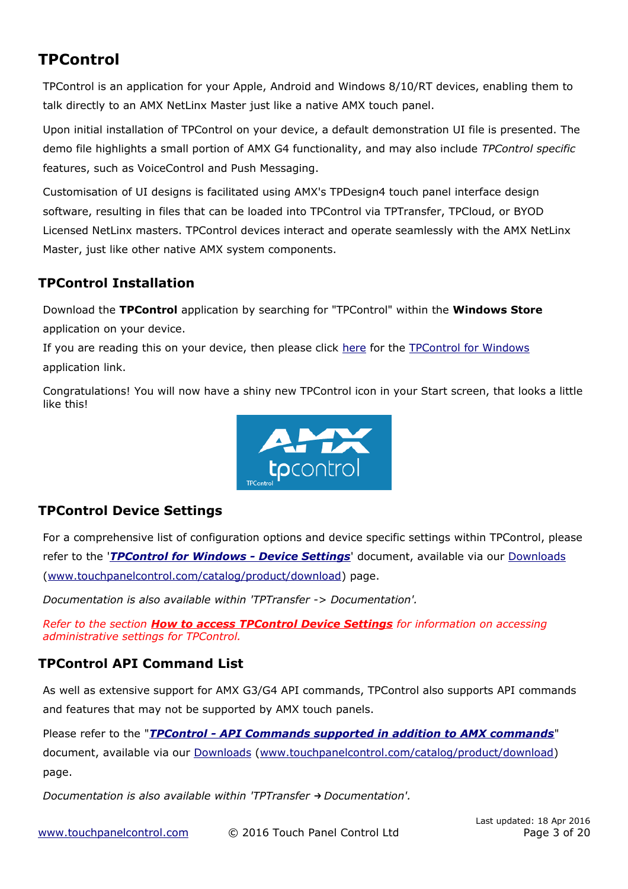# TPControl

TPControl is an application for your Apple, Android and Windows 8/10/RT devices, enabling them to talk directly to an AMX NetLinx Master just like a native AMX touch panel.

Upon initial installation of TPControl on your device, a default demonstration UI file is presented. The demo file highlights a small portion of AMX G4 functionality, and may also include *TPControl specific* features, such as VoiceControl and Push Messaging.

Customisation of UI designs is facilitated using AMX's TPDesign4 touch panel interface design software, resulting in files that can be loaded into TPControl via TPTransfer, TPCloud, or BYOD Licensed NetLinx masters. TPControl devices interact and operate seamlessly with the AMX NetLinx Master, just like other native AMX system components.

## TPControl Installation

Download the **TPControl** application by searching for "TPControl" within the **Windows Store** application on your device.
If you are reading this on your device, then please click here for the TPControl for Windows application link.

Congratulations! You will now have a shiny new TPControl icon in your Start screen, that looks a little like this!

## TPControl Device Settings

For a comprehensive list of configuration options and device specific settings within TPControl, please refer to the '***TPControl for Windows - Device Settings***' document, available via our Downloads (www.touchpanelcontrol.com/catalog/product/download) page.

*Documentation is also available within 'TPTransfer -> Documentation'.*

*Refer to the section **How to access TPControl Device Settings** for information on accessing administrative settings for TPControl.*

## TPControl API Command List

As well as extensive support for AMX G3/G4 API commands, TPControl also supports API commands and features that may not be supported by AMX touch panels.

Please refer to the "***TPControl - API Commands supported in addition to AMX commands***" document, available via our Downloads (www.touchpanelcontrol.com/catalog/product/download) page.

*Documentation is also available within 'TPTransfer → Documentation'.*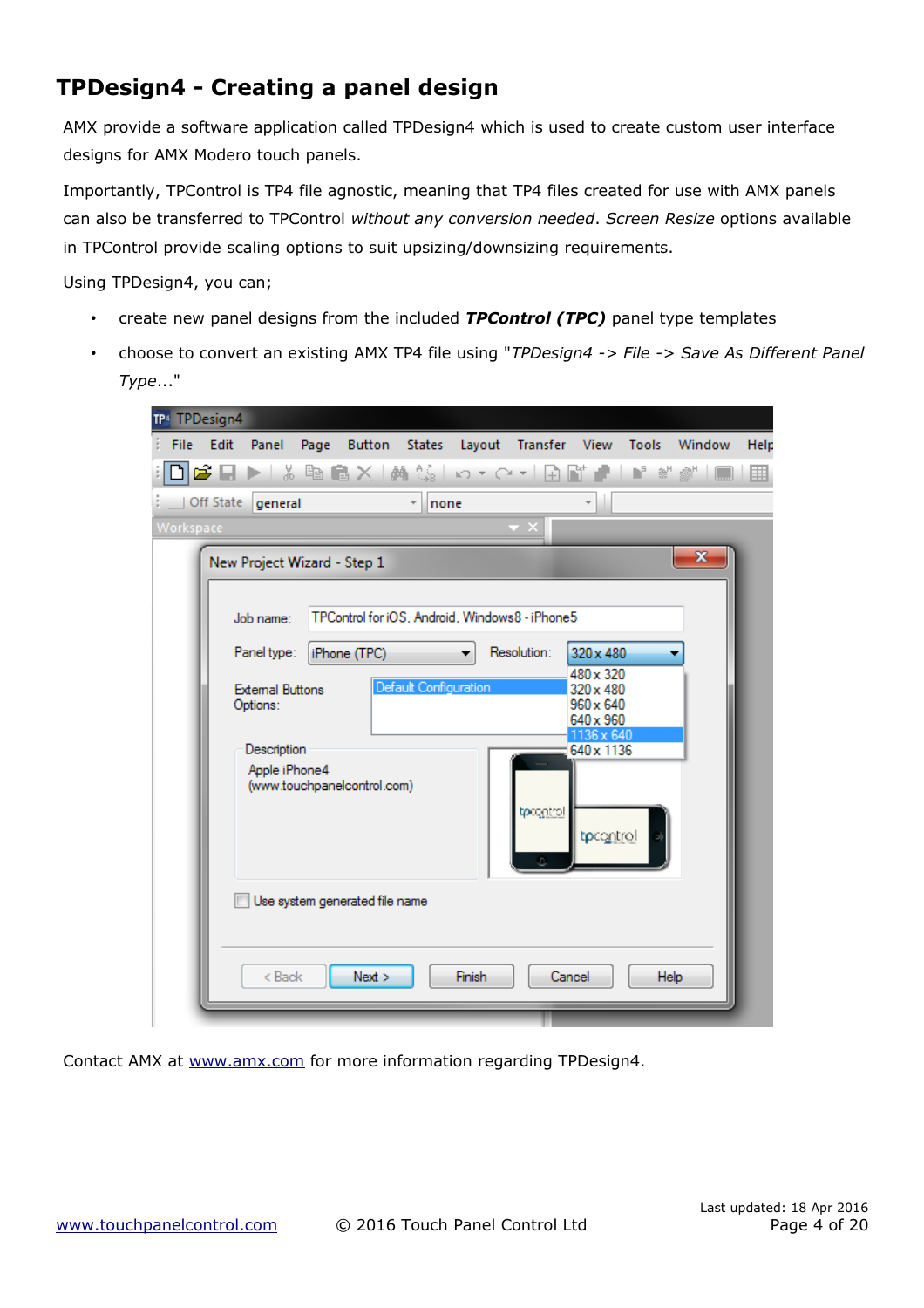## TPDesign4 - Creating a panel design

AMX provide a software application called TPDesign4 which is used to create custom user interface designs for AMX Modero touch panels.

Importantly, TPControl is TP4 file agnostic, meaning that TP4 files created for use with AMX panels can also be transferred to TPControl *without any conversion needed*. *Screen Resize* options available in TPControl provide scaling options to suit upsizing/downsizing requirements.

Using TPDesign4, you can;

- create new panel designs from the included ***TPControl (TPC)*** panel type templates
- choose to convert an existing AMX TP4 file using "*TPDesign4 -> File -> Save As Different Panel Type*..."

Contact AMX at [www.amx.com](http://www.amx.com) for more information regarding TPDesign4.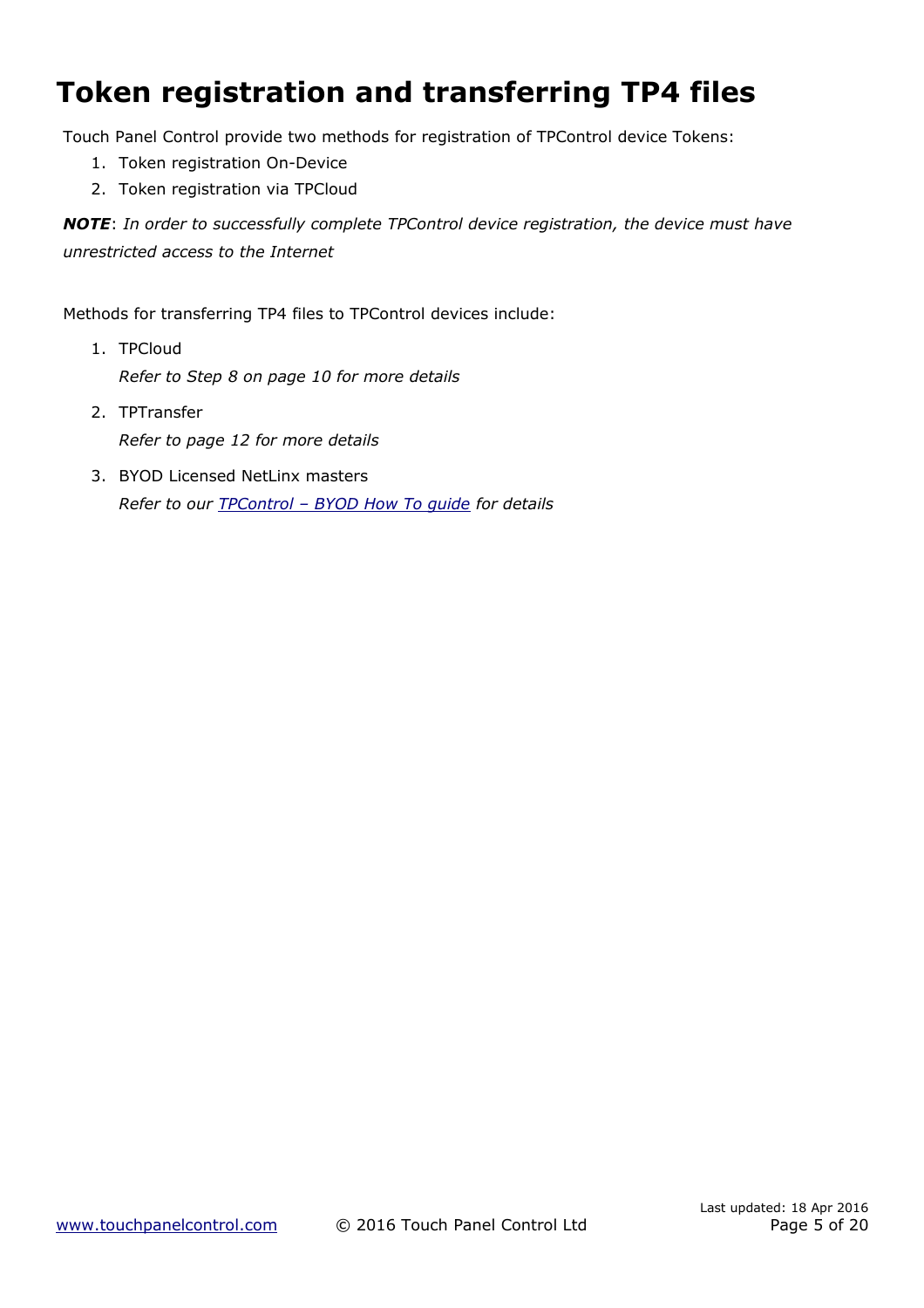# Token registration and transferring TP4 files

Touch Panel Control provide two methods for registration of TPControl device Tokens:

1. Token registration On-Device
2. Token registration via TPCloud

***NOTE***: *In order to successfully complete TPControl device registration, the device must have unrestricted access to the Internet*

Methods for transferring TP4 files to TPControl devices include:

1. TPCloud
   *Refer to Step 8 on page 10 for more details*
2. TPTransfer
   *Refer to page 12 for more details*
3. BYOD Licensed NetLinx masters
   *Refer to our TPControl – BYOD How To guide for details*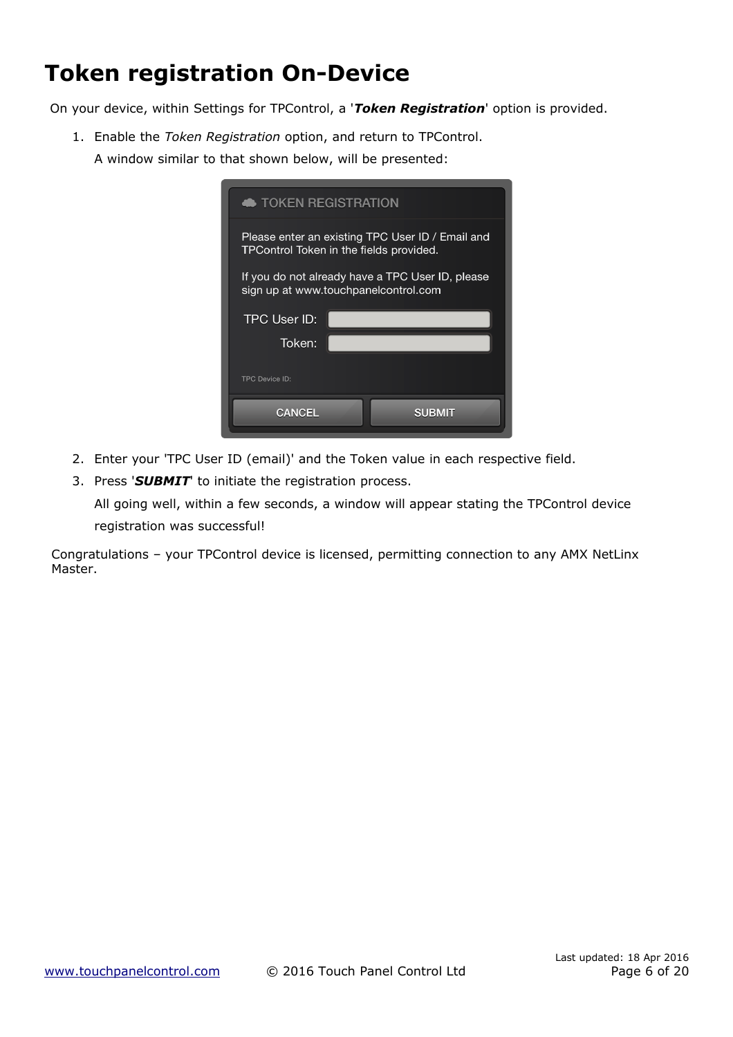# Token registration On-Device

On your device, within Settings for TPControl, a '***Token Registration***' option is provided.

1. Enable the *Token Registration* option, and return to TPControl.

   A window similar to that shown below, will be presented:

2. Enter your 'TPC User ID (email)' and the Token value in each respective field.
3. Press '***SUBMIT***' to initiate the registration process.

   All going well, within a few seconds, a window will appear stating the TPControl device registration was successful!

Congratulations – your TPControl device is licensed, permitting connection to any AMX NetLinx Master.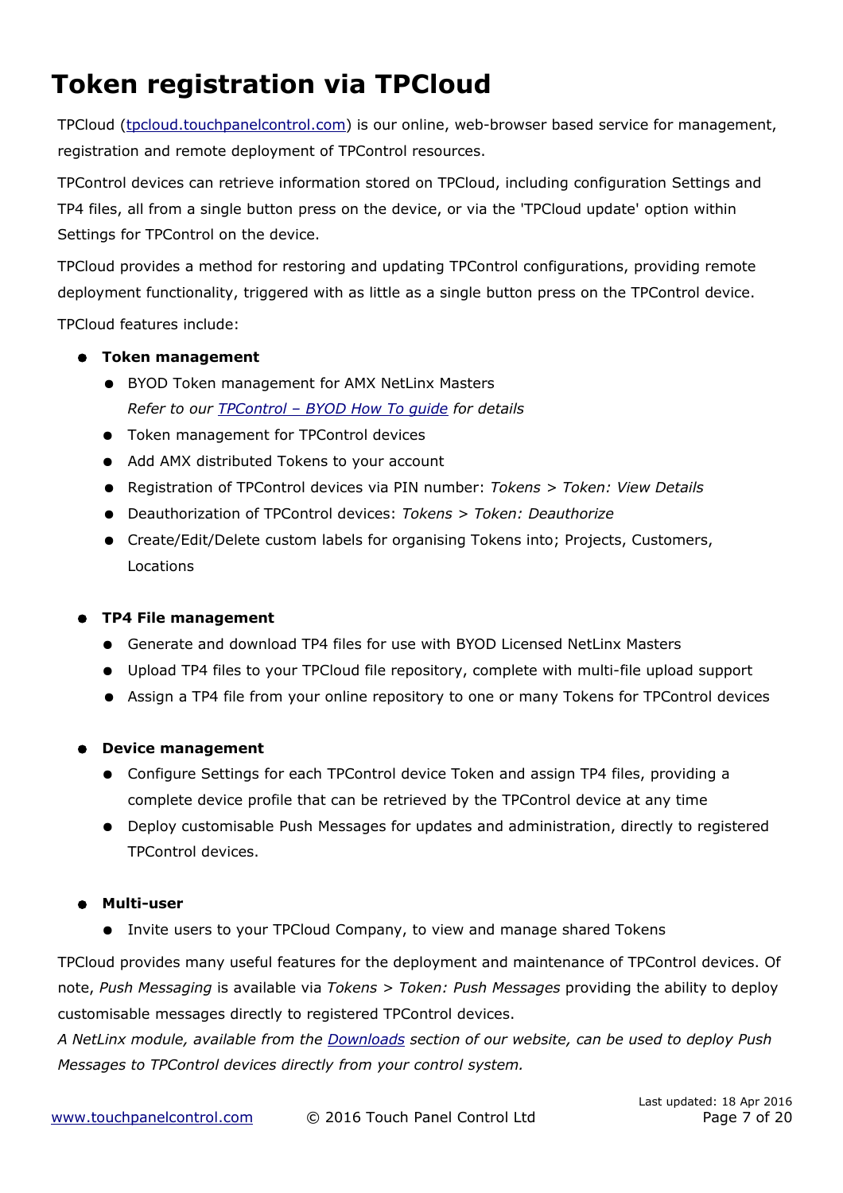# Token registration via TPCloud

TPCloud ([tpcloud.touchpanelcontrol.com](tpcloud.touchpanelcontrol.com)) is our online, web-browser based service for management, registration and remote deployment of TPControl resources.

TPControl devices can retrieve information stored on TPCloud, including configuration Settings and TP4 files, all from a single button press on the device, or via the 'TPCloud update' option within Settings for TPControl on the device.

TPCloud provides a method for restoring and updating TPControl configurations, providing remote deployment functionality, triggered with as little as a single button press on the TPControl device.

TPCloud features include:

- **Token management**
  - BYOD Token management for AMX NetLinx Masters
    *Refer to our [TPControl – BYOD How To guide](TPControl – BYOD How To guide) for details*
  - Token management for TPControl devices
  - Add AMX distributed Tokens to your account
  - Registration of TPControl devices via PIN number: *Tokens > Token: View Details*
  - Deauthorization of TPControl devices: *Tokens > Token: Deauthorize*
  - Create/Edit/Delete custom labels for organising Tokens into; Projects, Customers, Locations

- **TP4 File management**
  - Generate and download TP4 files for use with BYOD Licensed NetLinx Masters
  - Upload TP4 files to your TPCloud file repository, complete with multi-file upload support
  - Assign a TP4 file from your online repository to one or many Tokens for TPControl devices

- **Device management**
  - Configure Settings for each TPControl device Token and assign TP4 files, providing a complete device profile that can be retrieved by the TPControl device at any time
  - Deploy customisable Push Messages for updates and administration, directly to registered TPControl devices.

- **Multi-user**
  - Invite users to your TPCloud Company, to view and manage shared Tokens

TPCloud provides many useful features for the deployment and maintenance of TPControl devices. Of note, *Push Messaging* is available via *Tokens > Token: Push Messages* providing the ability to deploy customisable messages directly to registered TPControl devices.
*A NetLinx module, available from the [Downloads](Downloads) section of our website, can be used to deploy Push Messages to TPControl devices directly from your control system.*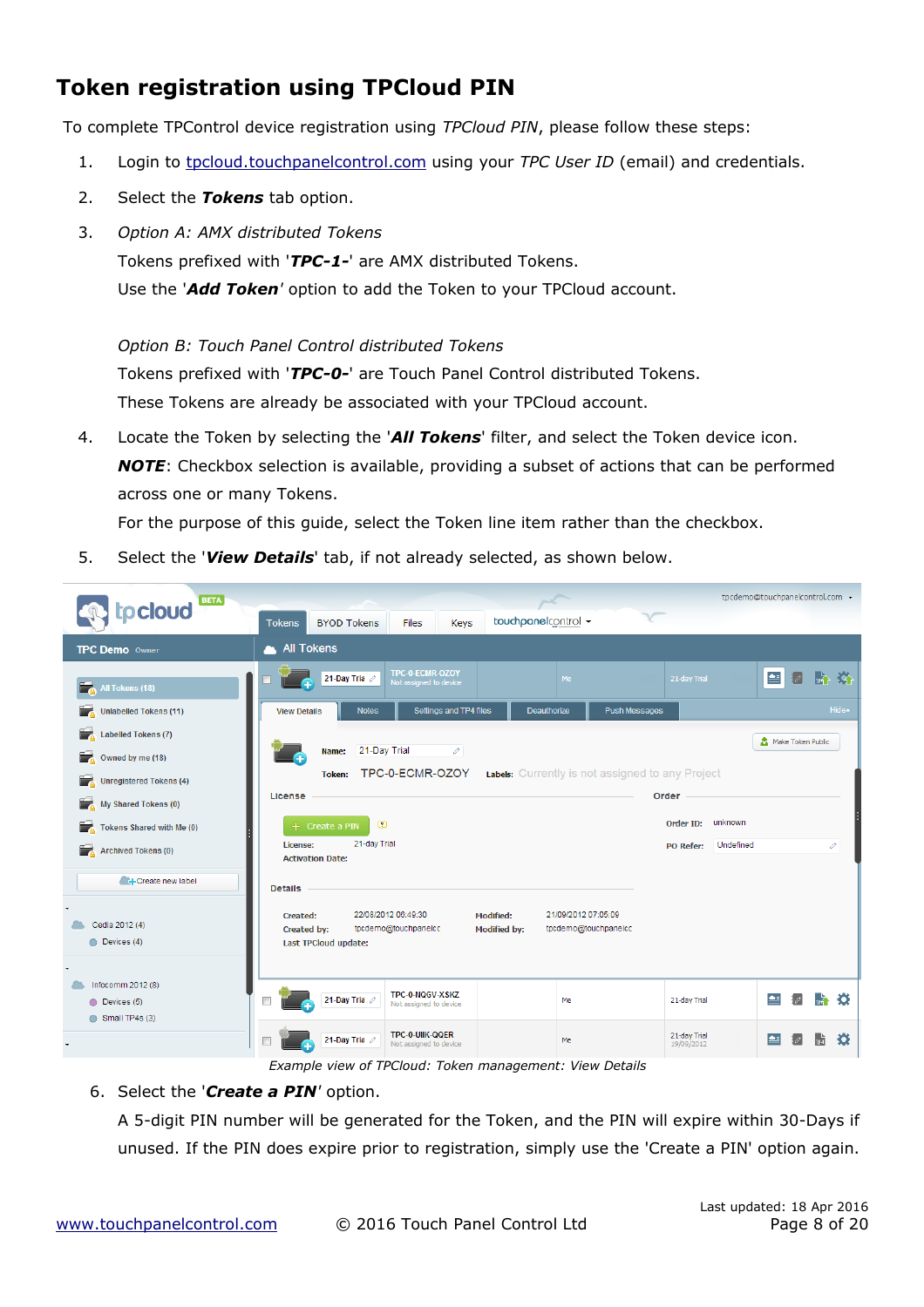## Token registration using TPCloud PIN

To complete TPControl device registration using *TPCloud PIN*, please follow these steps:

1. Login to [tpcloud.touchpanelcontrol.com](tpcloud.touchpanelcontrol.com) using your *TPC User ID* (email) and credentials.
2. Select the ***Tokens*** tab option.
3. *Option A: AMX distributed Tokens*

   Tokens prefixed with '***TPC-1-***' are AMX distributed Tokens.

   Use the '***Add Token***' option to add the Token to your TPCloud account.

   *Option B: Touch Panel Control distributed Tokens*

   Tokens prefixed with '***TPC-0-***' are Touch Panel Control distributed Tokens.

   These Tokens are already be associated with your TPCloud account.
4. Locate the Token by selecting the '***All Tokens***' filter, and select the Token device icon.

   ***NOTE***: Checkbox selection is available, providing a subset of actions that can be performed across one or many Tokens.

   For the purpose of this guide, select the Token line item rather than the checkbox.
5. Select the '***View Details***' tab, if not already selected, as shown below.

*Example view of TPCloud: Token management: View Details*

6. Select the '***Create a PIN***' option.

   A 5-digit PIN number will be generated for the Token, and the PIN will expire within 30-Days if unused. If the PIN does expire prior to registration, simply use the 'Create a PIN' option again.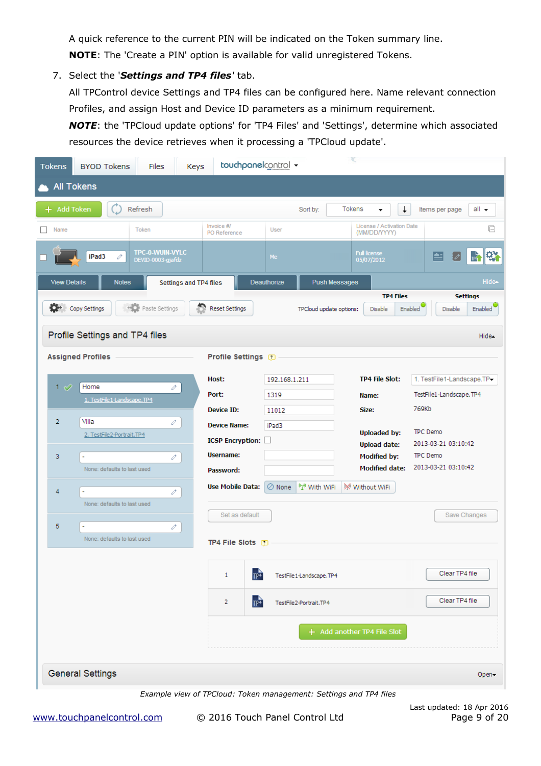A quick reference to the current PIN will be indicated on the Token summary line.

**NOTE**: The 'Create a PIN' option is available for valid unregistered Tokens.

7. Select the '***Settings and TP4 files***' tab.

   All TPControl device Settings and TP4 files can be configured here. Name relevant connection Profiles, and assign Host and Device ID parameters as a minimum requirement.

   ***NOTE***: the 'TPCloud update options' for 'TP4 Files' and 'Settings', determine which associated resources the device retrieves when it processing a 'TPCloud update'.

*Example view of TPCloud: Token management: Settings and TP4 files*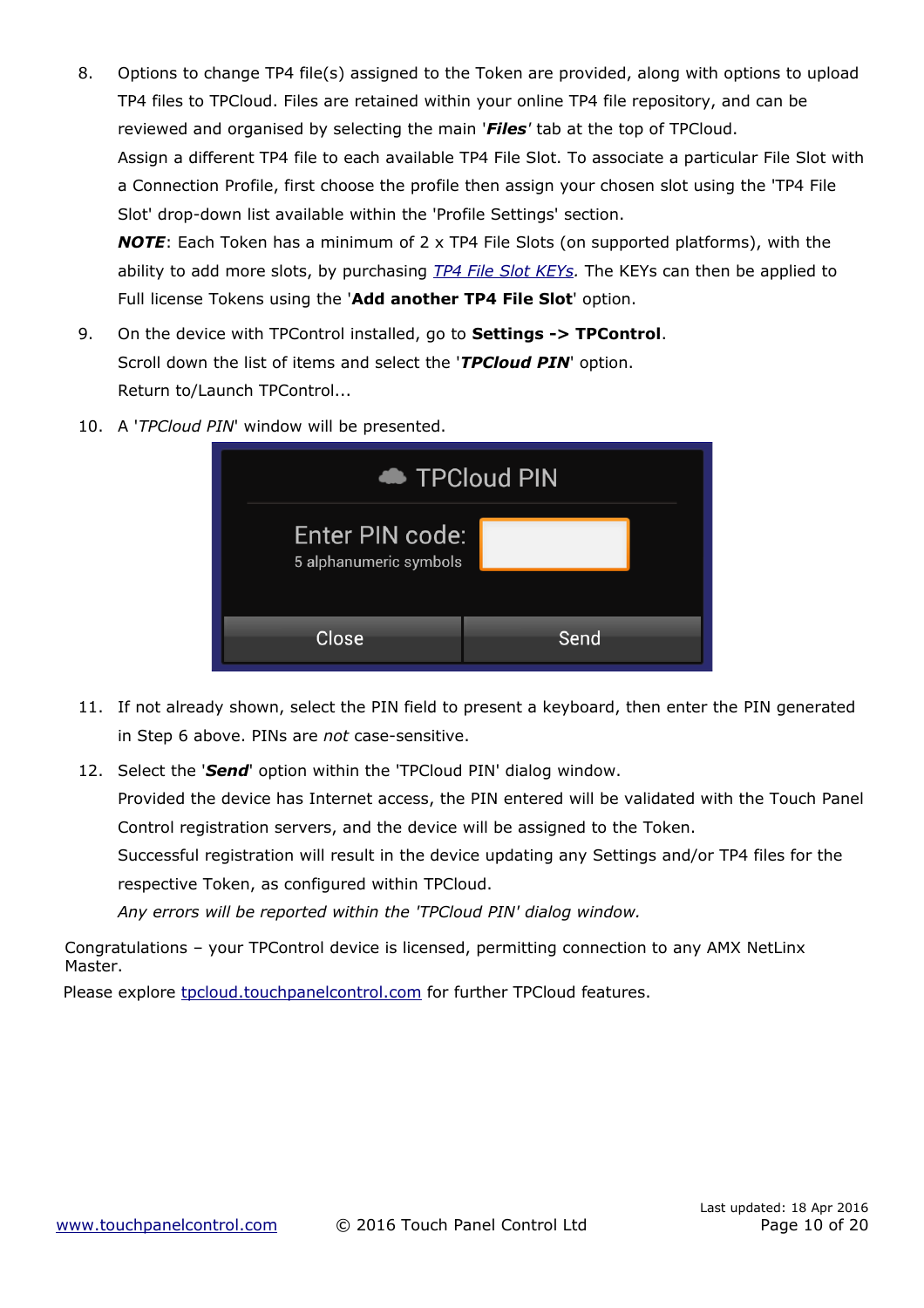8. Options to change TP4 file(s) assigned to the Token are provided, along with options to upload TP4 files to TPCloud. Files are retained within your online TP4 file repository, and can be reviewed and organised by selecting the main '***Files***' tab at the top of TPCloud.
   Assign a different TP4 file to each available TP4 File Slot. To associate a particular File Slot with a Connection Profile, first choose the profile then assign your chosen slot using the 'TP4 File Slot' drop-down list available within the 'Profile Settings' section.
   ***NOTE***: Each Token has a minimum of 2 x TP4 File Slots (on supported platforms), with the ability to add more slots, by purchasing *TP4 File Slot KEYs.* The KEYs can then be applied to Full license Tokens using the '**Add another TP4 File Slot**' option.

9. On the device with TPControl installed, go to **Settings -> TPControl**.
   Scroll down the list of items and select the '***TPCloud PIN***' option.
   Return to/Launch TPControl...

10. A '*TPCloud PIN*' window will be presented.

11. If not already shown, select the PIN field to present a keyboard, then enter the PIN generated in Step 6 above. PINs are *not* case-sensitive.

12. Select the '***Send***' option within the 'TPCloud PIN' dialog window.
    Provided the device has Internet access, the PIN entered will be validated with the Touch Panel Control registration servers, and the device will be assigned to the Token.
    Successful registration will result in the device updating any Settings and/or TP4 files for the respective Token, as configured within TPCloud.
    *Any errors will be reported within the 'TPCloud PIN' dialog window.*

Congratulations – your TPControl device is licensed, permitting connection to any AMX NetLinx Master.

Please explore tpcloud.touchpanelcontrol.com for further TPCloud features.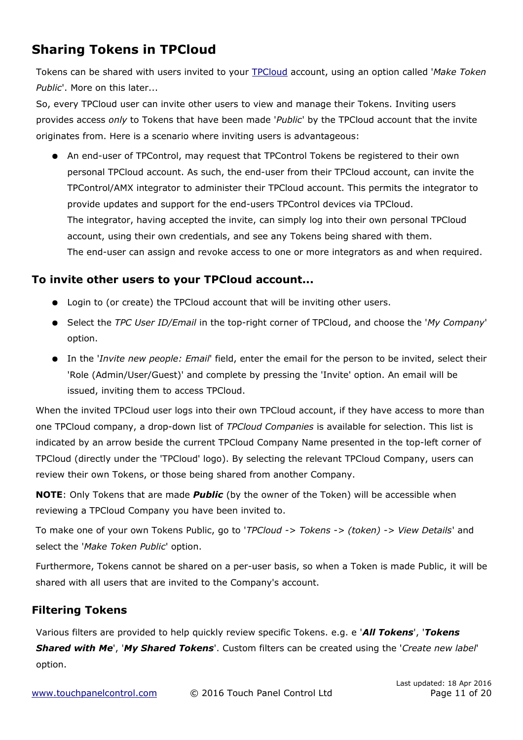## Sharing Tokens in TPCloud

Tokens can be shared with users invited to your TPCloud account, using an option called '*Make Token Public*'. More on this later...

So, every TPCloud user can invite other users to view and manage their Tokens. Inviting users provides access *only* to Tokens that have been made '*Public*' by the TPCloud account that the invite originates from. Here is a scenario where inviting users is advantageous:

- An end-user of TPControl, may request that TPControl Tokens be registered to their own personal TPCloud account. As such, the end-user from their TPCloud account, can invite the TPControl/AMX integrator to administer their TPCloud account. This permits the integrator to provide updates and support for the end-users TPControl devices via TPCloud.
  The integrator, having accepted the invite, can simply log into their own personal TPCloud account, using their own credentials, and see any Tokens being shared with them.
  The end-user can assign and revoke access to one or more integrators as and when required.

### To invite other users to your TPCloud account...

- Login to (or create) the TPCloud account that will be inviting other users.
- Select the *TPC User ID/Email* in the top-right corner of TPCloud, and choose the '*My Company*' option.
- In the '*Invite new people: Email*' field, enter the email for the person to be invited, select their 'Role (Admin/User/Guest)' and complete by pressing the 'Invite' option. An email will be issued, inviting them to access TPCloud.

When the invited TPCloud user logs into their own TPCloud account, if they have access to more than one TPCloud company, a drop-down list of *TPCloud Companies* is available for selection. This list is indicated by an arrow beside the current TPCloud Company Name presented in the top-left corner of TPCloud (directly under the 'TPCloud' logo). By selecting the relevant TPCloud Company, users can review their own Tokens, or those being shared from another Company.

**NOTE**: Only Tokens that are made ***Public*** (by the owner of the Token) will be accessible when reviewing a TPCloud Company you have been invited to.

To make one of your own Tokens Public, go to '*TPCloud -> Tokens -> (token) -> View Details*' and select the '*Make Token Public*' option.

Furthermore, Tokens cannot be shared on a per-user basis, so when a Token is made Public, it will be shared with all users that are invited to the Company's account.

### Filtering Tokens

Various filters are provided to help quickly review specific Tokens. e.g. e '***All Tokens***', '***Tokens Shared with Me***', '***My Shared Tokens***'. Custom filters can be created using the '*Create new label*' option.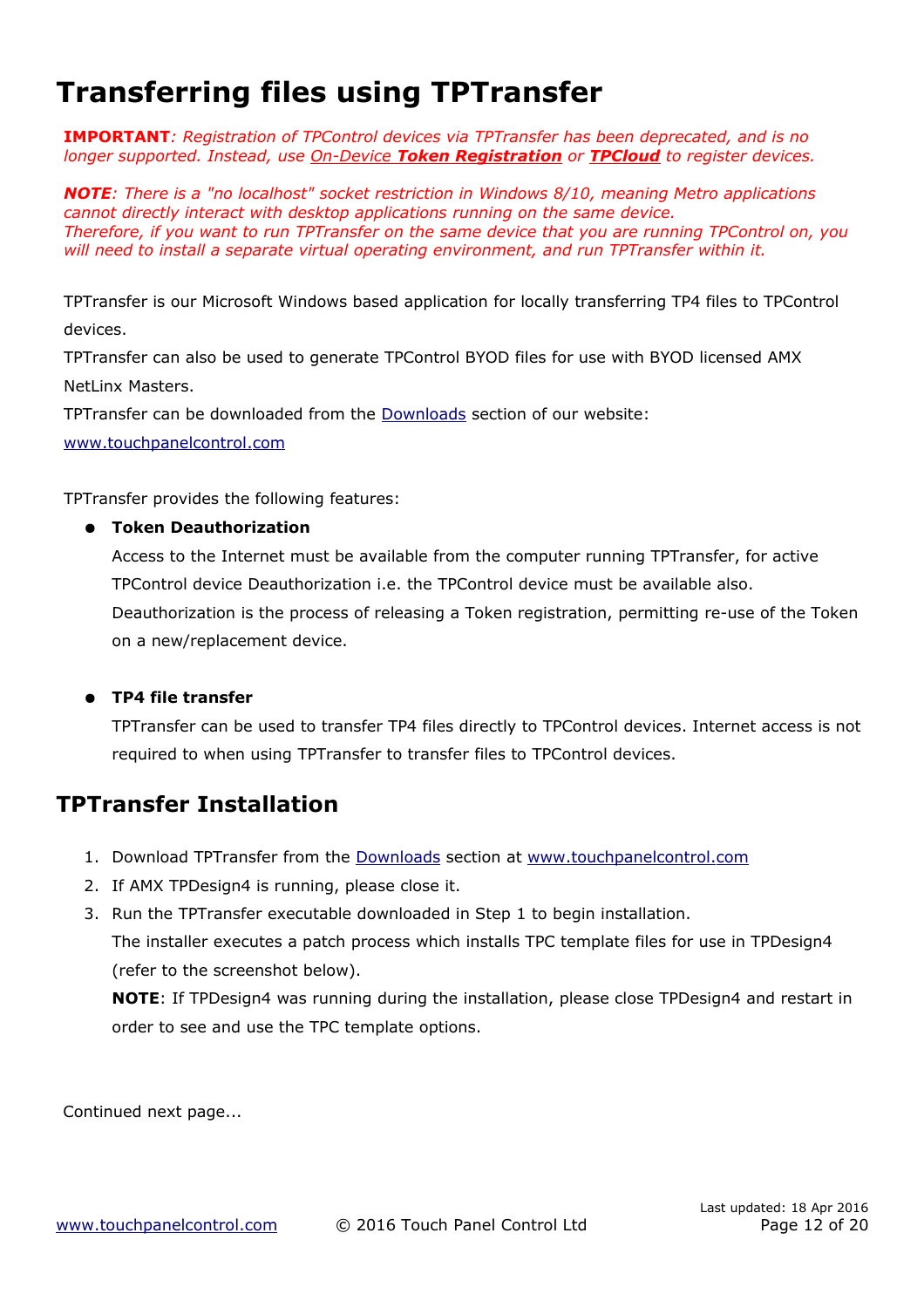# Transferring files using TPTransfer

***IMPORTANT**: Registration of TPControl devices via TPTransfer has been deprecated, and is no longer supported. Instead, use On-Device **Token Registration** or **TPCloud** to register devices.*

***NOTE**: There is a "no localhost" socket restriction in Windows 8/10, meaning Metro applications cannot directly interact with desktop applications running on the same device.*
*Therefore, if you want to run TPTransfer on the same device that you are running TPControl on, you will need to install a separate virtual operating environment, and run TPTransfer within it.*

TPTransfer is our Microsoft Windows based application for locally transferring TP4 files to TPControl devices.
TPTransfer can also be used to generate TPControl BYOD files for use with BYOD licensed AMX NetLinx Masters.
TPTransfer can be downloaded from the Downloads section of our website:
www.touchpanelcontrol.com

TPTransfer provides the following features:

- **Token Deauthorization**
  Access to the Internet must be available from the computer running TPTransfer, for active TPControl device Deauthorization i.e. the TPControl device must be available also.
  Deauthorization is the process of releasing a Token registration, permitting re-use of the Token on a new/replacement device.

- **TP4 file transfer**
  TPTransfer can be used to transfer TP4 files directly to TPControl devices. Internet access is not required to when using TPTransfer to transfer files to TPControl devices.

## TPTransfer Installation

1. Download TPTransfer from the Downloads section at www.touchpanelcontrol.com
2. If AMX TPDesign4 is running, please close it.
3. Run the TPTransfer executable downloaded in Step 1 to begin installation.
   The installer executes a patch process which installs TPC template files for use in TPDesign4 (refer to the screenshot below).
   **NOTE**: If TPDesign4 was running during the installation, please close TPDesign4 and restart in order to see and use the TPC template options.

Continued next page...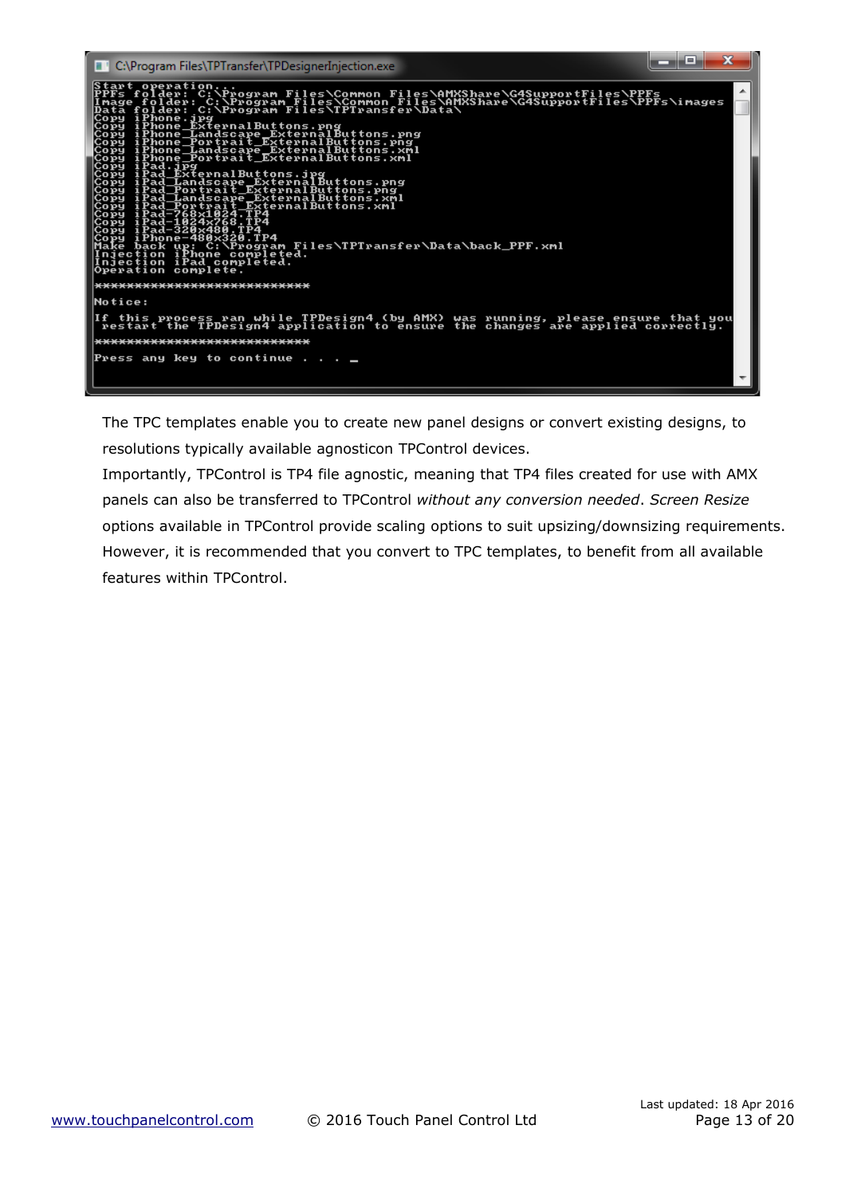```
C:\Program Files\TPTransfer\TPDesignerInjection.exe

Start operation...
PPFs folder: C:\Program Files\Common Files\AMXShare\G4SupportFiles\PPFs
Image folder: C:\Program Files\Common Files\AMXShare\G4SupportFiles\PPFs\images
Data folder: C:\Program Files\TPTransfer\Data\
Copy iPhone.jpg
Copy iPhone_ExternalButtons.png
Copy iPhone_Landscape_ExternalButtons.png
Copy iPhone_Portrait_ExternalButtons.png
Copy iPhone_Landscape_ExternalButtons.xml
Copy iPhone_Portrait_ExternalButtons.xml
Copy iPad.jpg
Copy iPad_ExternalButtons.jpg
Copy iPad_Landscape_ExternalButtons.png
Copy iPad_Portrait_ExternalButtons.png
Copy iPad_Landscape_ExternalButtons.xml
Copy iPad_Portrait_ExternalButtons.xml
Copy iPad-768x1024.TP4
Copy iPad-1024x768.TP4
Copy iPad-320x480.TP4
Copy iPhone-480x320.TP4
Make back up: C:\Program Files\TPTransfer\Data\back_PPF.xml
Injection iPhone completed.
Injection iPad completed.
Operation complete.

***************************

Notice:

If this process ran while TPDesign4 (by AMX) was running, please ensure that you
 restart the TPDesign4 application to ensure the changes are applied correctly.

***************************

Press any key to continue . . . _
```

The TPC templates enable you to create new panel designs or convert existing designs, to resolutions typically available agnosticon TPControl devices.

Importantly, TPControl is TP4 file agnostic, meaning that TP4 files created for use with AMX panels can also be transferred to TPControl *without any conversion needed*. *Screen Resize* options available in TPControl provide scaling options to suit upsizing/downsizing requirements. However, it is recommended that you convert to TPC templates, to benefit from all available features within TPControl.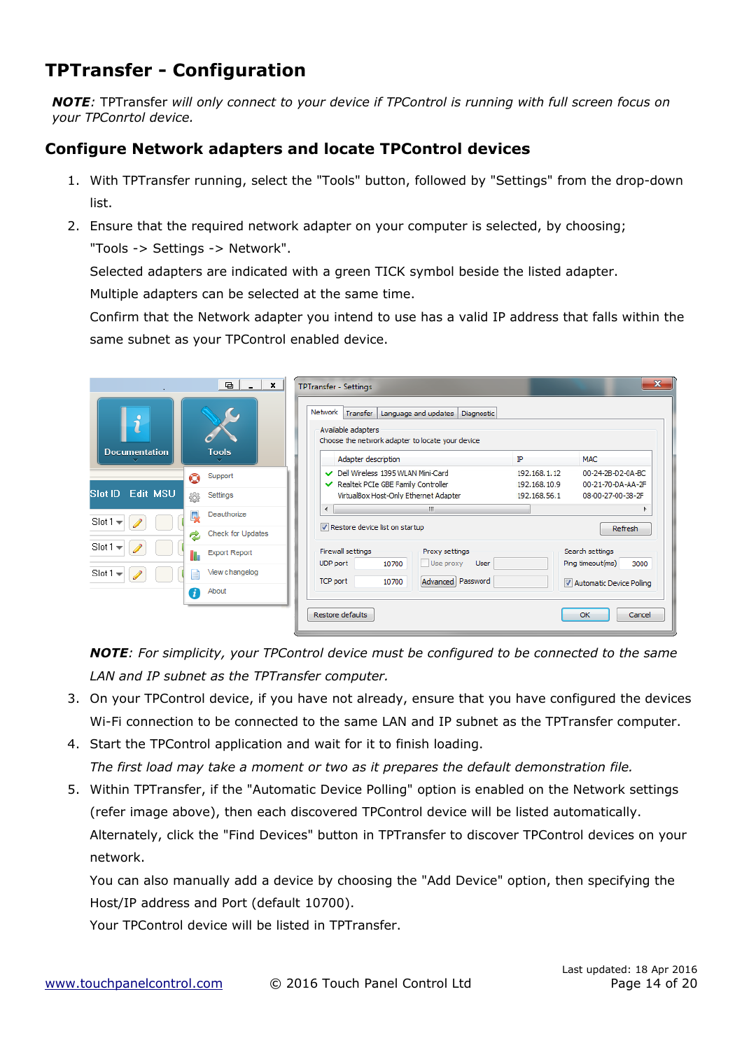# TPTransfer - Configuration

***NOTE***: TPTransfer *will only connect to your device if TPControl is running with full screen focus on your TPConrtol device.*

## Configure Network adapters and locate TPControl devices

1. With TPTransfer running, select the "Tools" button, followed by "Settings" from the drop-down list.
2. Ensure that the required network adapter on your computer is selected, by choosing; "Tools -> Settings -> Network".
   Selected adapters are indicated with a green TICK symbol beside the listed adapter.
   Multiple adapters can be selected at the same time.
   Confirm that the Network adapter you intend to use has a valid IP address that falls within the same subnet as your TPControl enabled device.

   ***NOTE***: *For simplicity, your TPControl device must be configured to be connected to the same LAN and IP subnet as the TPTransfer computer.*
3. On your TPControl device, if you have not already, ensure that you have configured the devices Wi-Fi connection to be connected to the same LAN and IP subnet as the TPTransfer computer.
4. Start the TPControl application and wait for it to finish loading.
   *The first load may take a moment or two as it prepares the default demonstration file.*
5. Within TPTransfer, if the "Automatic Device Polling" option is enabled on the Network settings (refer image above), then each discovered TPControl device will be listed automatically.
   Alternately, click the "Find Devices" button in TPTransfer to discover TPControl devices on your network.
   You can also manually add a device by choosing the "Add Device" option, then specifying the Host/IP address and Port (default 10700).
   Your TPControl device will be listed in TPTransfer.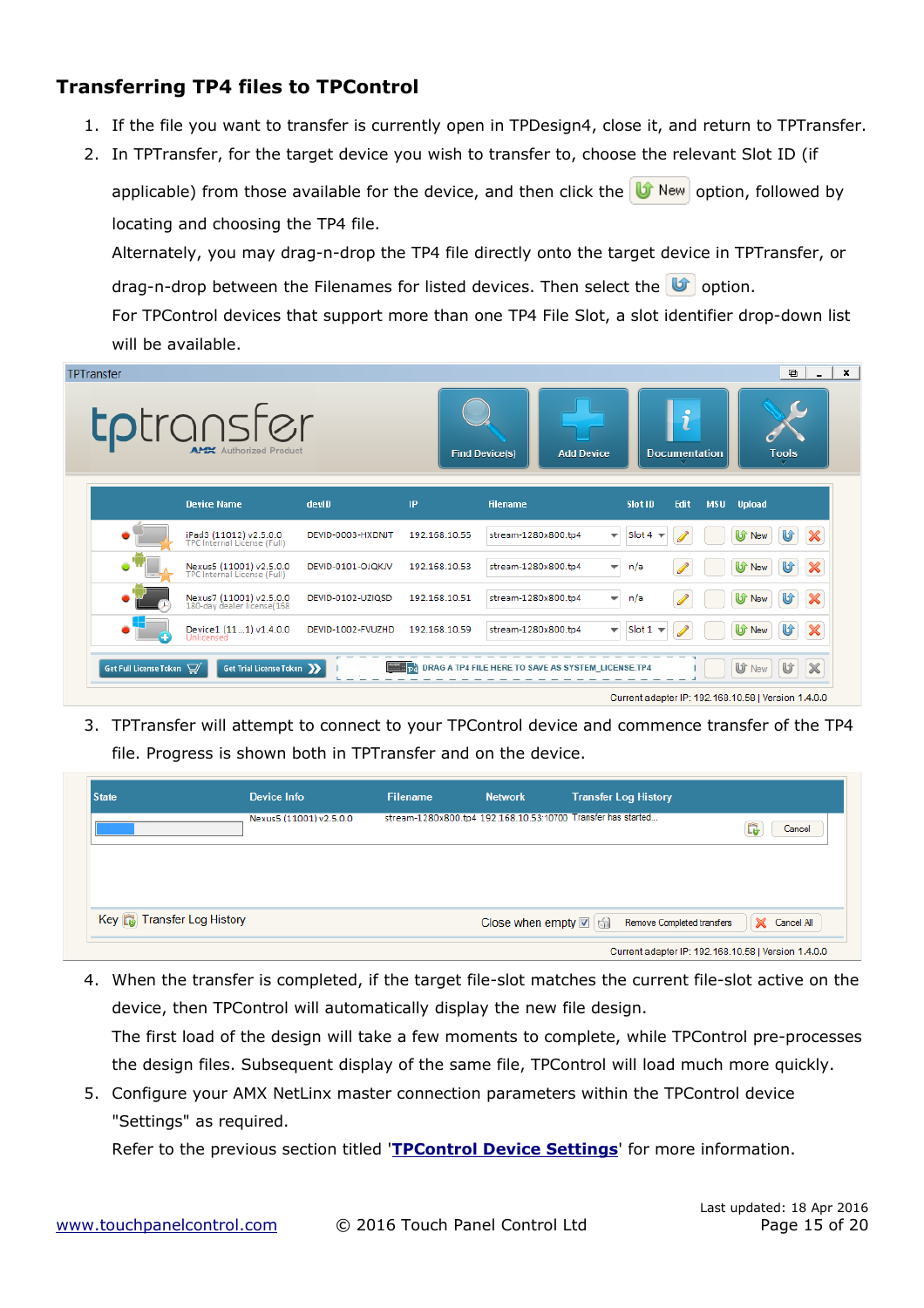## Transferring TP4 files to TPControl

1. If the file you want to transfer is currently open in TPDesign4, close it, and return to TPTransfer.
2. In TPTransfer, for the target device you wish to transfer to, choose the relevant Slot ID (if applicable) from those available for the device, and then click the New option, followed by locating and choosing the TP4 file.

   Alternately, you may drag-n-drop the TP4 file directly onto the target device in TPTransfer, or drag-n-drop between the Filenames for listed devices. Then select the option.

   For TPControl devices that support more than one TP4 File Slot, a slot identifier drop-down list will be available.

3. TPTransfer will attempt to connect to your TPControl device and commence transfer of the TP4 file. Progress is shown both in TPTransfer and on the device.

4. When the transfer is completed, if the target file-slot matches the current file-slot active on the device, then TPControl will automatically display the new file design.

   The first load of the design will take a few moments to complete, while TPControl pre-processes the design files. Subsequent display of the same file, TPControl will load much more quickly.

5. Configure your AMX NetLinx master connection parameters within the TPControl device "Settings" as required.

   Refer to the previous section titled '**TPControl Device Settings**' for more information.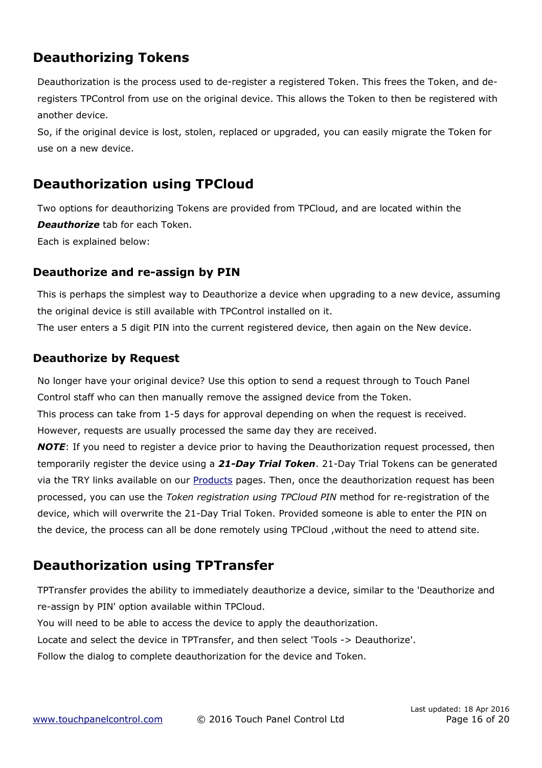## Deauthorizing Tokens

Deauthorization is the process used to de-register a registered Token. This frees the Token, and de-registers TPControl from use on the original device. This allows the Token to then be registered with another device.
So, if the original device is lost, stolen, replaced or upgraded, you can easily migrate the Token for use on a new device.

## Deauthorization using TPCloud

Two options for deauthorizing Tokens are provided from TPCloud, and are located within the ***Deauthorize*** tab for each Token.
Each is explained below:

### Deauthorize and re-assign by PIN

This is perhaps the simplest way to Deauthorize a device when upgrading to a new device, assuming the original device is still available with TPControl installed on it.
The user enters a 5 digit PIN into the current registered device, then again on the New device.

### Deauthorize by Request

No longer have your original device? Use this option to send a request through to Touch Panel Control staff who can then manually remove the assigned device from the Token.
This process can take from 1-5 days for approval depending on when the request is received.
However, requests are usually processed the same day they are received.
***NOTE***: If you need to register a device prior to having the Deauthorization request processed, then temporarily register the device using a ***21-Day Trial Token***. 21-Day Trial Tokens can be generated via the TRY links available on our Products pages. Then, once the deauthorization request has been processed, you can use the *Token registration using TPCloud PIN* method for re-registration of the device, which will overwrite the 21-Day Trial Token. Provided someone is able to enter the PIN on the device, the process can all be done remotely using TPCloud ,without the need to attend site.

## Deauthorization using TPTransfer

TPTransfer provides the ability to immediately deauthorize a device, similar to the 'Deauthorize and re-assign by PIN' option available within TPCloud.
You will need to be able to access the device to apply the deauthorization.
Locate and select the device in TPTransfer, and then select 'Tools -> Deauthorize'.
Follow the dialog to complete deauthorization for the device and Token.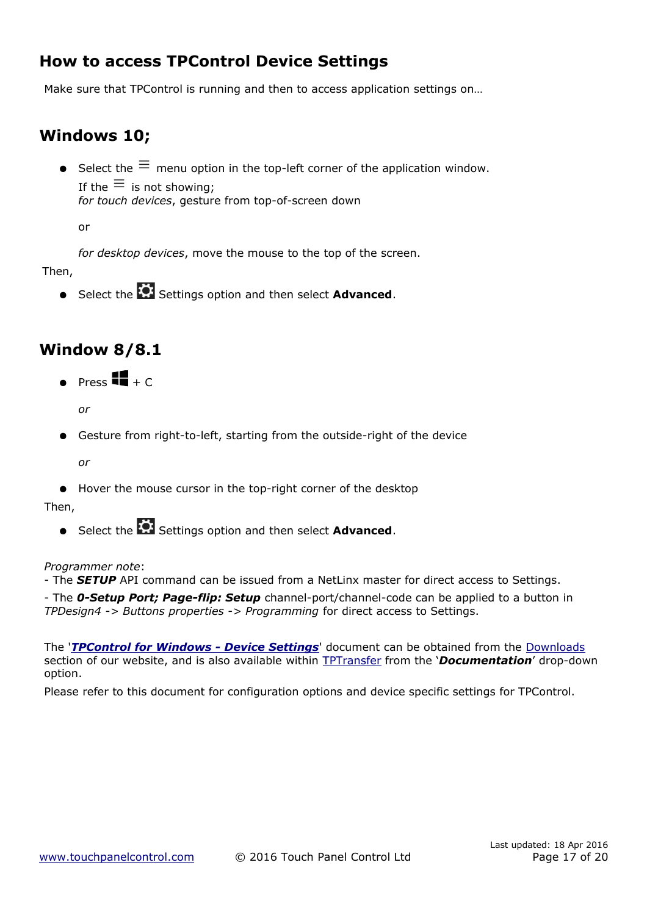## How to access TPControl Device Settings

Make sure that TPControl is running and then to access application settings on…

## Windows 10;

- Select the ≡ menu option in the top-left corner of the application window.
  If the ≡ is not showing;
  *for touch devices*, gesture from top-of-screen down

  or

  *for desktop devices*, move the mouse to the top of the screen.

Then,

- Select the ⚙ Settings option and then select **Advanced**.

## Window 8/8.1

- Press ⊞ + C

  *or*

- Gesture from right-to-left, starting from the outside-right of the device

  *or*

- Hover the mouse cursor in the top-right corner of the desktop

Then,

- Select the ⚙ Settings option and then select **Advanced**.

*Programmer note*:
- The ***SETUP*** API command can be issued from a NetLinx master for direct access to Settings.
- The ***0-Setup Port; Page-flip: Setup*** channel-port/channel-code can be applied to a button in *TPDesign4 -> Buttons properties -> Programming* for direct access to Settings.

The '***TPControl for Windows - Device Settings***' document can be obtained from the Downloads section of our website, and is also available within TPTransfer from the '***Documentation***' drop-down option.

Please refer to this document for configuration options and device specific settings for TPControl.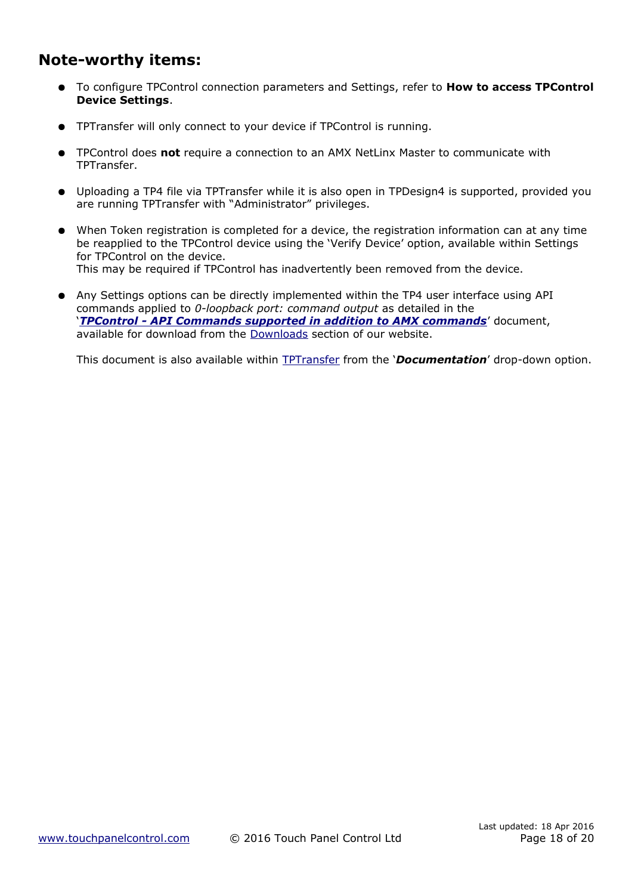## Note-worthy items:

- To configure TPControl connection parameters and Settings, refer to **How to access TPControl Device Settings**.

- TPTransfer will only connect to your device if TPControl is running.

- TPControl does **not** require a connection to an AMX NetLinx Master to communicate with TPTransfer.

- Uploading a TP4 file via TPTransfer while it is also open in TPDesign4 is supported, provided you are running TPTransfer with "Administrator" privileges.

- When Token registration is completed for a device, the registration information can at any time be reapplied to the TPControl device using the 'Verify Device' option, available within Settings for TPControl on the device.
  This may be required if TPControl has inadvertently been removed from the device.

- Any Settings options can be directly implemented within the TP4 user interface using API commands applied to *0-loopback port: command output* as detailed in the '***TPControl - API Commands supported in addition to AMX commands***' document, available for download from the Downloads section of our website.

  This document is also available within TPTransfer from the '***Documentation***' drop-down option.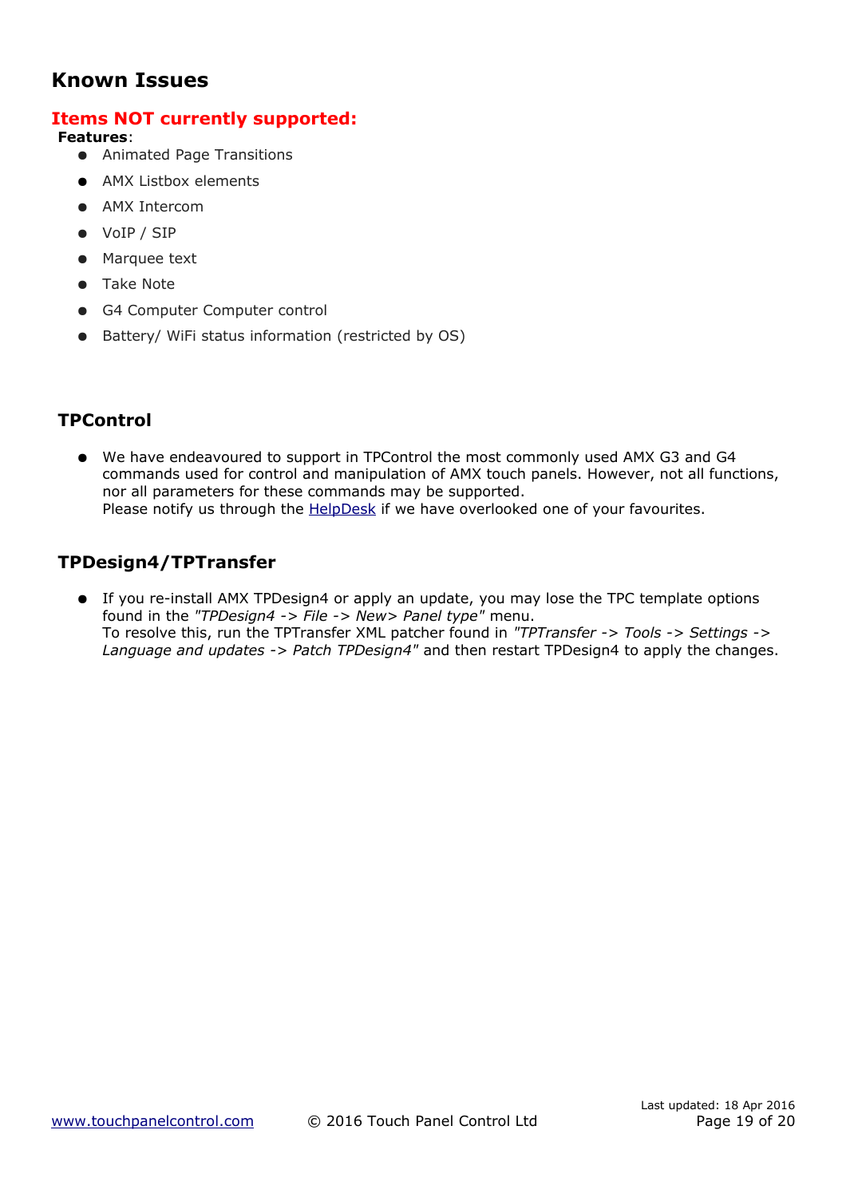# Known Issues

## Items NOT currently supported:

**Features**:

- Animated Page Transitions
- AMX Listbox elements
- AMX Intercom
- VoIP / SIP
- Marquee text
- Take Note
- G4 Computer Computer control
- Battery/ WiFi status information (restricted by OS)

### TPControl

- We have endeavoured to support in TPControl the most commonly used AMX G3 and G4 commands used for control and manipulation of AMX touch panels. However, not all functions, nor all parameters for these commands may be supported.
  Please notify us through the HelpDesk if we have overlooked one of your favourites.

### TPDesign4/TPTransfer

- If you re-install AMX TPDesign4 or apply an update, you may lose the TPC template options found in the *"TPDesign4 -> File -> New> Panel type"* menu.
  To resolve this, run the TPTransfer XML patcher found in *"TPTransfer -> Tools -> Settings -> Language and updates -> Patch TPDesign4"* and then restart TPDesign4 to apply the changes.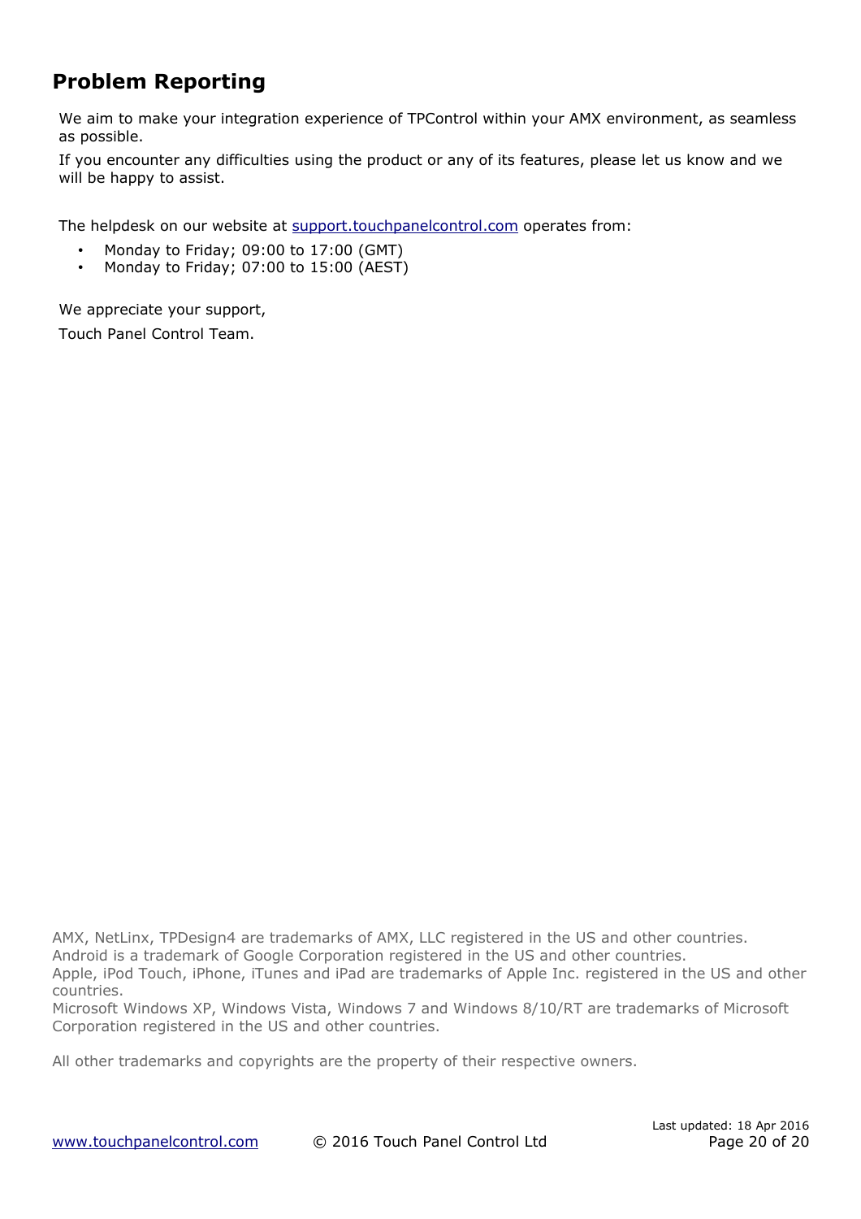# Problem Reporting

We aim to make your integration experience of TPControl within your AMX environment, as seamless as possible.

If you encounter any difficulties using the product or any of its features, please let us know and we will be happy to assist.

The helpdesk on our website at [support.touchpanelcontrol.com](support.touchpanelcontrol.com) operates from:

- Monday to Friday; 09:00 to 17:00 (GMT)
- Monday to Friday; 07:00 to 15:00 (AEST)

We appreciate your support,

Touch Panel Control Team.

AMX, NetLinx, TPDesign4 are trademarks of AMX, LLC registered in the US and other countries.
Android is a trademark of Google Corporation registered in the US and other countries.
Apple, iPod Touch, iPhone, iTunes and iPad are trademarks of Apple Inc. registered in the US and other countries.
Microsoft Windows XP, Windows Vista, Windows 7 and Windows 8/10/RT are trademarks of Microsoft Corporation registered in the US and other countries.

All other trademarks and copyrights are the property of their respective owners.